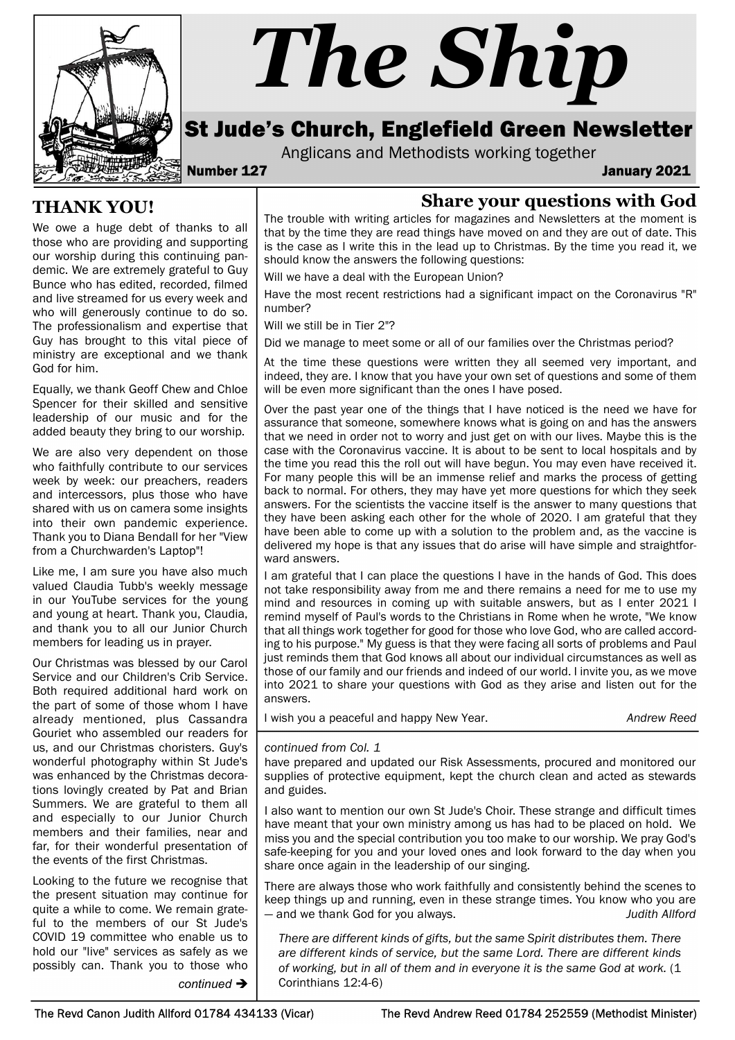# The Ship

## St Jude's Church, Englefield Green Newsletter

Anglicans and Methodists working together

**Number 127** — **January 2021**

## THANK YOU!

We owe a huge debt of thanks to all those who are providing and supporting our worship during this continuing pandemic. We are extremely grateful to Guy Bunce who has edited, recorded, filmed and live streamed for us every week and who will generously continue to do so. The professionalism and expertise that Guy has brought to this vital piece of ministry are exceptional and we thank God for him.

Equally, we thank Geoff Chew and Chloe Spencer for their skilled and sensitive leadership of our music and for the added beauty they bring to our worship.

We are also very dependent on those who faithfully contribute to our services week by week: our preachers, readers and intercessors, plus those who have shared with us on camera some insights into their own pandemic experience. Thank you to Diana Bendall for her "View from a Churchwarden's Laptop"!

Like me, I am sure you have also much valued Claudia Tubb's weekly message in our YouTube services for the young and young at heart. Thank you, Claudia, and thank you to all our Junior Church members for leading us in prayer.

Our Christmas was blessed by our Carol Service and our Children's Crib Service. Both required additional hard work on the part of some of those whom I have already mentioned, plus Cassandra Gouriet who assembled our readers for us, and our Christmas choristers. Guy's wonderful photography within St Jude's was enhanced by the Christmas decorations lovingly created by Pat and Brian Summers. We are grateful to them all and especially to our Junior Church members and their families, near and far, for their wonderful presentation of the events of the first Christmas.

Looking to the future we recognise that the present situation may continue for quite a while to come. We remain grateful to the members of our St Jude's COVID 19 committee who enable us to hold our "live" services as safely as we possibly can. Thank you to those who have prepared and updated our Risk Assessments, procured and monitored our supplies of protective equipment, kept the church clean and acted as stewards and guides.

I also want to mention our own St Jude's Choir. These strange and difficult times have meant that your own ministry among us has had to be placed on hold. We miss you and the special contribution you too make to our worship. We pray God's safe-keeping for you and your loved ones and look forward to the day when you share once again in the leadership of our singing.

There are always those who work faithfully and consistently behind the scenes to keep things up and running, even in these strange times. You know who you are — and we thank God for you always.

*Judith Allford*

*There are different kinds of gifts, but the same Spirit distributes them. There are different kinds of service, but the same Lord. There are different kinds of working, but in all of them and in everyone it is the same God at work.* (1 Corinthians 12:4-6)

## Share your questions with God

The trouble with writing articles for magazines and Newsletters at the moment is that by the time they are read things have moved on and they are out of date. This is the case as I write this in the lead up to Christmas. By the time you read it, we should know the answers the following questions:

Will we have a deal with the European Union?

Have the most recent restrictions had a significant impact on the Coronavirus "R" number?

Will we still be in Tier 2"?

Did we manage to meet some or all of our families over the Christmas period?

At the time these questions were written they all seemed very important, and indeed, they are. I know that you have your own set of questions and some of them will be even more significant than the ones I have posed.

Over the past year one of the things that I have noticed is the need we have for assurance that someone, somewhere knows what is going on and has the answers that we need in order not to worry and just get on with our lives. Maybe this is the case with the Coronavirus vaccine. It is about to be sent to local hospitals and by the time you read this the roll out will have begun. You may even have received it. For many people this will be an immense relief and marks the process of getting back to normal. For others, they may have yet more questions for which they seek answers. For the scientists the vaccine itself is the answer to many questions that they have been asking each other for the whole of 2020. I am grateful that they have been able to come up with a solution to the problem and, as the vaccine is delivered my hope is that any issues that do arise will have simple and straightforward answers.

I am grateful that I can place the questions I have in the hands of God. This does not take responsibility away from me and there remains a need for me to use my mind and resources in coming up with suitable answers, but as I enter 2021 I remind myself of Paul's words to the Christians in Rome when he wrote, "We know that all things work together for good for those who love God, who are called according to his purpose." My guess is that they were facing all sorts of problems and Paul just reminds them that God knows all about our individual circumstances as well as those of our family and our friends and indeed of our world. I invite you, as we move into 2021 to share your questions with God as they arise and listen out for the answers.

I wish you a peaceful and happy New Year.

*Andrew Reed*

The Revd Canon Judith Allford 01784 434133 (Vicar) — The Revd Andrew Reed 01784 252559 (Methodist Minister)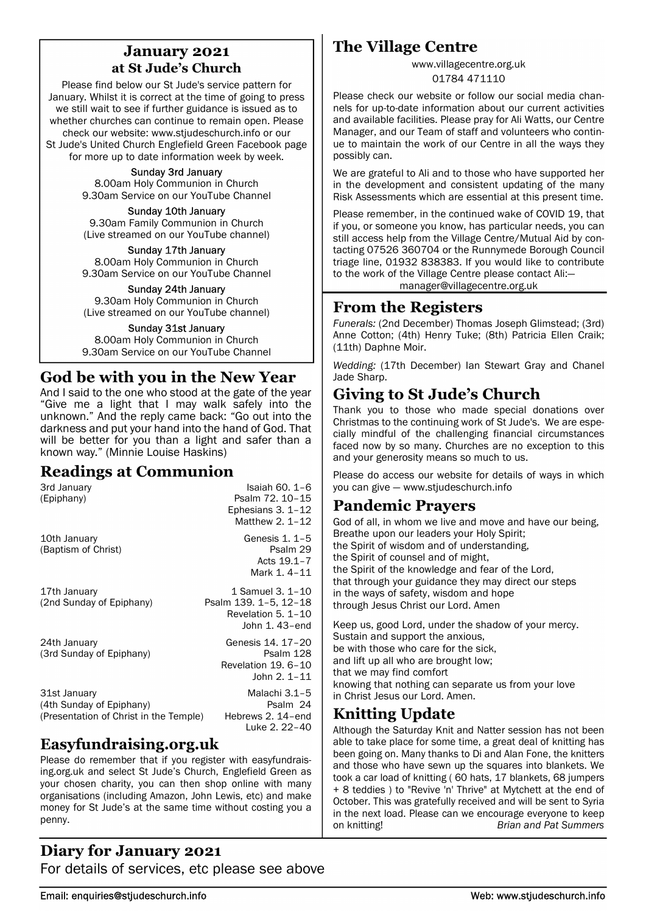## January 2021
### at St Jude's Church

Please find below our St Jude's service pattern for January. Whilst it is correct at the time of going to press we still wait to see if further guidance is issued as to whether churches can continue to remain open. Please check our website: www.stjudeschurch.info or our St Jude's United Church Englefield Green Facebook page for more up to date information week by week.

**Sunday 3rd January**
8.00am Holy Communion in Church
9.30am Service on our YouTube Channel

**Sunday 10th January**
9.30am Family Communion in Church
(Live streamed on our YouTube channel)

**Sunday 17th January**
8.00am Holy Communion in Church
9.30am Service on our YouTube Channel

**Sunday 24th January**
9.30am Holy Communion in Church
(Live streamed on our YouTube channel)

**Sunday 31st January**
8.00am Holy Communion in Church
9.30am Service on our YouTube Channel

## God be with you in the New Year

And I said to the one who stood at the gate of the year "Give me a light that I may walk safely into the unknown." And the reply came back: "Go out into the darkness and put your hand into the hand of God. That will be better for you than a light and safer than a known way." (Minnie Louise Haskins)

## Readings at Communion

| | |
|---|---|
| 3rd January (Epiphany) | Isaiah 60. 1–6<br>Psalm 72. 10–15<br>Ephesians 3. 1–12<br>Matthew 2. 1–12 |
| 10th January (Baptism of Christ) | Genesis 1. 1–5<br>Psalm 29<br>Acts 19.1–7<br>Mark 1. 4–11 |
| 17th January (2nd Sunday of Epiphany) | 1 Samuel 3. 1–10<br>Psalm 139. 1–5, 12–18<br>Revelation 5. 1–10<br>John 1. 43–end |
| 24th January (3rd Sunday of Epiphany) | Genesis 14. 17–20<br>Psalm 128<br>Revelation 19. 6–10<br>John 2. 1–11 |
| 31st January (4th Sunday of Epiphany) (Presentation of Christ in the Temple) | Malachi 3.1–5<br>Psalm 24<br>Hebrews 2. 14–end<br>Luke 2. 22–40 |

## Easyfundraising.org.uk

Please do remember that if you register with easyfundraising.org.uk and select St Jude's Church, Englefield Green as your chosen charity, you can then shop online with many organisations (including Amazon, John Lewis, etc) and make money for St Jude's at the same time without costing you a penny.

## The Village Centre

www.villagecentre.org.uk
01784 471110

Please check our website or follow our social media channels for up-to-date information about our current activities and available facilities. Please pray for Ali Watts, our Centre Manager, and our Team of staff and volunteers who continue to maintain the work of our Centre in all the ways they possibly can.

We are grateful to Ali and to those who have supported her in the development and consistent updating of the many Risk Assessments which are essential at this present time.

Please remember, in the continued wake of COVID 19, that if you, or someone you know, has particular needs, you can still access help from the Village Centre/Mutual Aid by contacting 07526 360704 or the Runnymede Borough Council triage line, 01932 838383. If you would like to contribute to the work of the Village Centre please contact Ali:— manager@villagecentre.org.uk

## From the Registers

*Funerals:* (2nd December) Thomas Joseph Glimstead; (3rd) Anne Cotton; (4th) Henry Tuke; (8th) Patricia Ellen Craik; (11th) Daphne Moir.

*Wedding:* (17th December) Ian Stewart Gray and Chanel Jade Sharp.

## Giving to St Jude's Church

Thank you to those who made special donations over Christmas to the continuing work of St Jude's. We are especially mindful of the challenging financial circumstances faced now by so many. Churches are no exception to this and your generosity means so much to us.

Please do access our website for details of ways in which you can give — www.stjudeschurch.info

## Pandemic Prayers

God of all, in whom we live and move and have our being,
Breathe upon our leaders your Holy Spirit;
the Spirit of wisdom and of understanding,
the Spirit of counsel and of might,
the Spirit of the knowledge and fear of the Lord,
that through your guidance they may direct our steps
in the ways of safety, wisdom and hope
through Jesus Christ our Lord. Amen

Keep us, good Lord, under the shadow of your mercy.
Sustain and support the anxious,
be with those who care for the sick,
and lift up all who are brought low;
that we may find comfort
knowing that nothing can separate us from your love
in Christ Jesus our Lord. Amen.

## Knitting Update

Although the Saturday Knit and Natter session has not been able to take place for some time, a great deal of knitting has been going on. Many thanks to Di and Alan Fone, the knitters and those who have sewn up the squares into blankets. We took a car load of knitting ( 60 hats, 17 blankets, 68 jumpers + 8 teddies ) to "Revive 'n' Thrive" at Mytchett at the end of October. This was gratefully received and will be sent to Syria in the next load. Please can we encourage everyone to keep on knitting! *Brian and Pat Summers*

## Diary for January 2021

For details of services, etc please see above

Email: enquiries@stjudeschurch.info Web: www.stjudeschurch.info